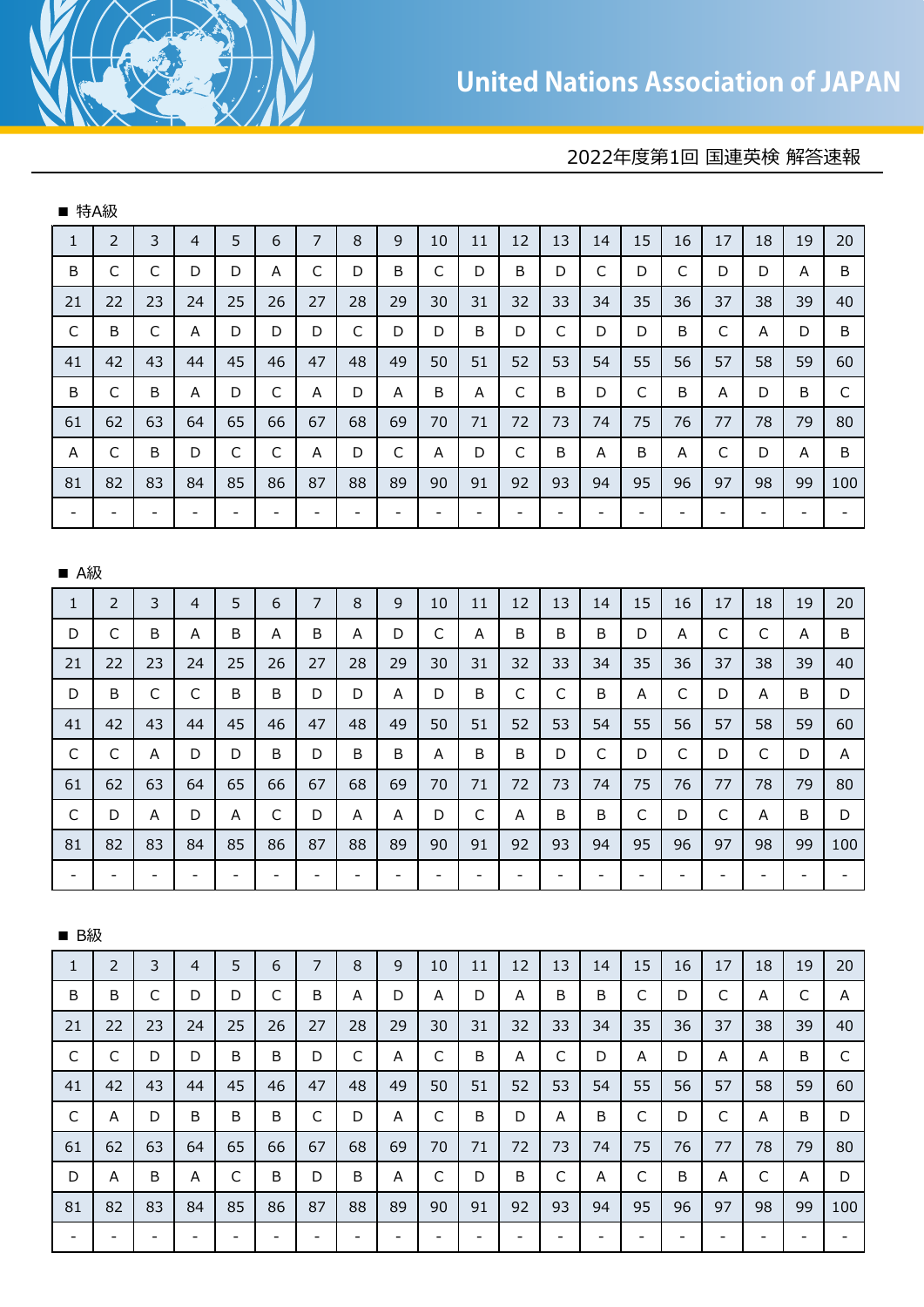United Nations Association of JAPAN

2022年度第1回 国連英検 解答速報

■ 特A級

| 1 | 2 | 3 | 4 | 5 | 6 | 7 | 8 | 9 | 10 | 11 | 12 | 13 | 14 | 15 | 16 | 17 | 18 | 19 | 20 |
|---|---|---|---|---|---|---|---|---|---|---|---|---|---|---|---|---|---|---|---|
| B | C | C | D | D | A | C | D | B | C | D | B | D | C | D | C | D | D | A | B |
| 21 | 22 | 23 | 24 | 25 | 26 | 27 | 28 | 29 | 30 | 31 | 32 | 33 | 34 | 35 | 36 | 37 | 38 | 39 | 40 |
| C | B | C | A | D | D | D | C | D | D | B | D | C | D | D | B | C | A | D | B |
| 41 | 42 | 43 | 44 | 45 | 46 | 47 | 48 | 49 | 50 | 51 | 52 | 53 | 54 | 55 | 56 | 57 | 58 | 59 | 60 |
| B | C | B | A | D | C | A | D | A | B | A | C | B | D | C | B | A | D | B | C |
| 61 | 62 | 63 | 64 | 65 | 66 | 67 | 68 | 69 | 70 | 71 | 72 | 73 | 74 | 75 | 76 | 77 | 78 | 79 | 80 |
| A | C | B | D | C | C | A | D | C | A | D | C | B | A | B | A | C | D | A | B |
| 81 | 82 | 83 | 84 | 85 | 86 | 87 | 88 | 89 | 90 | 91 | 92 | 93 | 94 | 95 | 96 | 97 | 98 | 99 | 100 |
| - | - | - | - | - | - | - | - | - | - | - | - | - | - | - | - | - | - | - | - |

■ A級

| 1 | 2 | 3 | 4 | 5 | 6 | 7 | 8 | 9 | 10 | 11 | 12 | 13 | 14 | 15 | 16 | 17 | 18 | 19 | 20 |
|---|---|---|---|---|---|---|---|---|---|---|---|---|---|---|---|---|---|---|---|
| D | C | B | A | B | A | B | A | D | C | A | B | B | B | D | A | C | C | A | B |
| 21 | 22 | 23 | 24 | 25 | 26 | 27 | 28 | 29 | 30 | 31 | 32 | 33 | 34 | 35 | 36 | 37 | 38 | 39 | 40 |
| D | B | C | C | B | B | D | D | A | D | B | C | C | B | A | C | D | A | B | D |
| 41 | 42 | 43 | 44 | 45 | 46 | 47 | 48 | 49 | 50 | 51 | 52 | 53 | 54 | 55 | 56 | 57 | 58 | 59 | 60 |
| C | C | A | D | D | B | D | B | B | A | B | B | D | C | D | C | D | C | D | A |
| 61 | 62 | 63 | 64 | 65 | 66 | 67 | 68 | 69 | 70 | 71 | 72 | 73 | 74 | 75 | 76 | 77 | 78 | 79 | 80 |
| C | D | A | D | A | C | D | A | A | D | C | A | B | B | C | D | C | A | B | D |
| 81 | 82 | 83 | 84 | 85 | 86 | 87 | 88 | 89 | 90 | 91 | 92 | 93 | 94 | 95 | 96 | 97 | 98 | 99 | 100 |
| - | - | - | - | - | - | - | - | - | - | - | - | - | - | - | - | - | - | - | - |

■ B級

| 1 | 2 | 3 | 4 | 5 | 6 | 7 | 8 | 9 | 10 | 11 | 12 | 13 | 14 | 15 | 16 | 17 | 18 | 19 | 20 |
|---|---|---|---|---|---|---|---|---|---|---|---|---|---|---|---|---|---|---|---|
| B | B | C | D | D | C | B | A | D | A | D | A | B | B | C | D | C | A | C | A |
| 21 | 22 | 23 | 24 | 25 | 26 | 27 | 28 | 29 | 30 | 31 | 32 | 33 | 34 | 35 | 36 | 37 | 38 | 39 | 40 |
| C | C | D | D | B | B | D | C | A | C | B | A | C | D | A | D | A | A | B | C |
| 41 | 42 | 43 | 44 | 45 | 46 | 47 | 48 | 49 | 50 | 51 | 52 | 53 | 54 | 55 | 56 | 57 | 58 | 59 | 60 |
| C | A | D | B | B | B | C | D | A | C | B | D | A | B | C | D | C | A | B | D |
| 61 | 62 | 63 | 64 | 65 | 66 | 67 | 68 | 69 | 70 | 71 | 72 | 73 | 74 | 75 | 76 | 77 | 78 | 79 | 80 |
| D | A | B | A | C | B | D | B | A | C | D | B | C | A | C | B | A | C | A | D |
| 81 | 82 | 83 | 84 | 85 | 86 | 87 | 88 | 89 | 90 | 91 | 92 | 93 | 94 | 95 | 96 | 97 | 98 | 99 | 100 |
| - | - | - | - | - | - | - | - | - | - | - | - | - | - | - | - | - | - | - | - |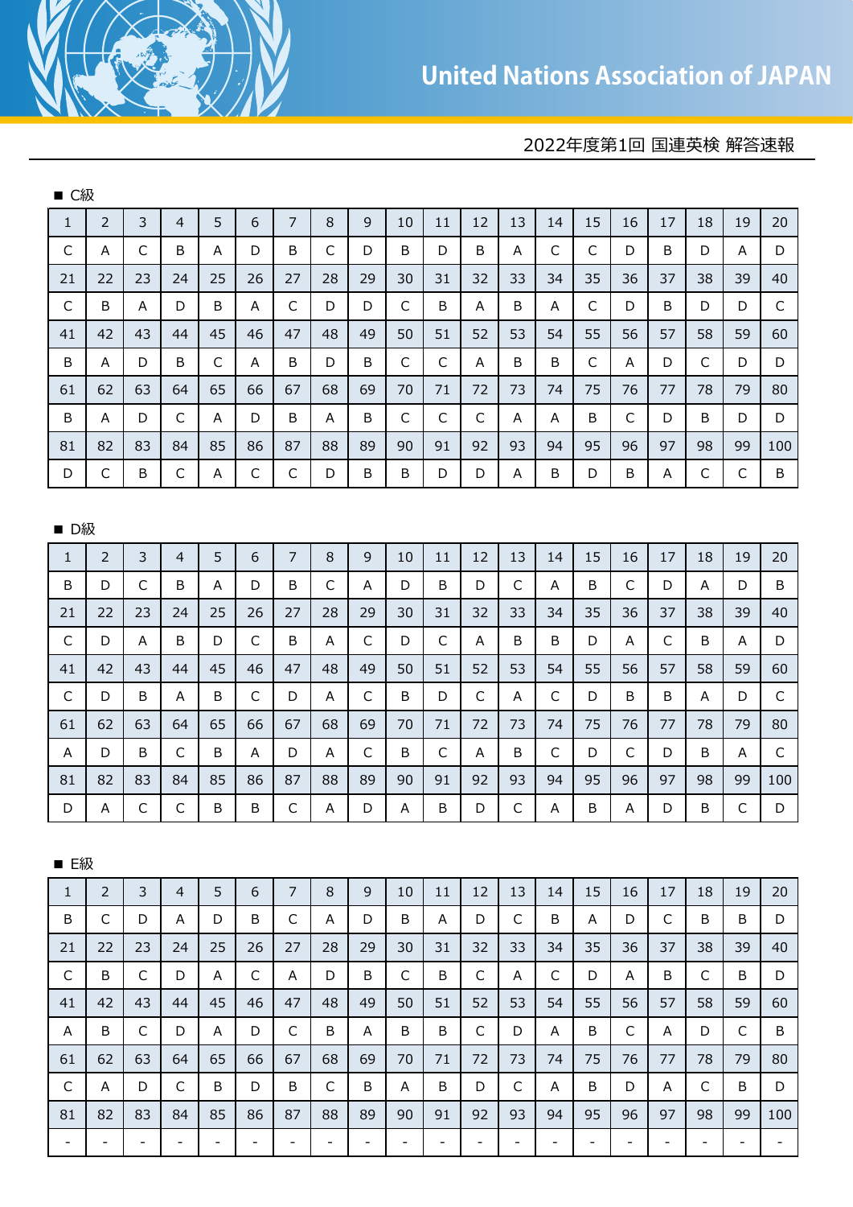United Nations Association of JAPAN

2022年度第1回 国連英検 解答速報

■ C級

| 1 | 2 | 3 | 4 | 5 | 6 | 7 | 8 | 9 | 10 | 11 | 12 | 13 | 14 | 15 | 16 | 17 | 18 | 19 | 20 |
|---|---|---|---|---|---|---|---|---|---|---|---|---|---|---|---|---|---|---|---|
| C | A | C | B | A | D | B | C | D | B | D | B | A | C | C | D | B | D | A | D |
| 21 | 22 | 23 | 24 | 25 | 26 | 27 | 28 | 29 | 30 | 31 | 32 | 33 | 34 | 35 | 36 | 37 | 38 | 39 | 40 |
| C | B | A | D | B | A | C | D | D | C | B | A | B | A | C | D | B | D | D | C |
| 41 | 42 | 43 | 44 | 45 | 46 | 47 | 48 | 49 | 50 | 51 | 52 | 53 | 54 | 55 | 56 | 57 | 58 | 59 | 60 |
| B | A | D | B | C | A | B | D | B | C | C | A | B | B | C | A | D | C | D | D |
| 61 | 62 | 63 | 64 | 65 | 66 | 67 | 68 | 69 | 70 | 71 | 72 | 73 | 74 | 75 | 76 | 77 | 78 | 79 | 80 |
| B | A | D | C | A | D | B | A | B | C | C | C | A | A | B | C | D | B | D | D |
| 81 | 82 | 83 | 84 | 85 | 86 | 87 | 88 | 89 | 90 | 91 | 92 | 93 | 94 | 95 | 96 | 97 | 98 | 99 | 100 |
| D | C | B | C | A | C | C | D | B | B | D | D | A | B | D | B | A | C | C | B |

■ D級

| 1 | 2 | 3 | 4 | 5 | 6 | 7 | 8 | 9 | 10 | 11 | 12 | 13 | 14 | 15 | 16 | 17 | 18 | 19 | 20 |
|---|---|---|---|---|---|---|---|---|---|---|---|---|---|---|---|---|---|---|---|
| B | D | C | B | A | D | B | C | A | D | B | D | C | A | B | C | D | A | D | B |
| 21 | 22 | 23 | 24 | 25 | 26 | 27 | 28 | 29 | 30 | 31 | 32 | 33 | 34 | 35 | 36 | 37 | 38 | 39 | 40 |
| C | D | A | B | D | C | B | A | C | D | C | A | B | B | D | A | C | B | A | D |
| 41 | 42 | 43 | 44 | 45 | 46 | 47 | 48 | 49 | 50 | 51 | 52 | 53 | 54 | 55 | 56 | 57 | 58 | 59 | 60 |
| C | D | B | A | B | C | D | A | C | B | D | C | A | C | D | B | B | A | D | C |
| 61 | 62 | 63 | 64 | 65 | 66 | 67 | 68 | 69 | 70 | 71 | 72 | 73 | 74 | 75 | 76 | 77 | 78 | 79 | 80 |
| A | D | B | C | B | A | D | A | C | B | C | A | B | C | D | C | D | B | A | C |
| 81 | 82 | 83 | 84 | 85 | 86 | 87 | 88 | 89 | 90 | 91 | 92 | 93 | 94 | 95 | 96 | 97 | 98 | 99 | 100 |
| D | A | C | C | B | B | C | A | D | A | B | D | C | A | B | A | D | B | C | D |

■ E級

| 1 | 2 | 3 | 4 | 5 | 6 | 7 | 8 | 9 | 10 | 11 | 12 | 13 | 14 | 15 | 16 | 17 | 18 | 19 | 20 |
|---|---|---|---|---|---|---|---|---|---|---|---|---|---|---|---|---|---|---|---|
| B | C | D | A | D | B | C | A | D | B | A | D | C | B | A | D | C | B | B | D |
| 21 | 22 | 23 | 24 | 25 | 26 | 27 | 28 | 29 | 30 | 31 | 32 | 33 | 34 | 35 | 36 | 37 | 38 | 39 | 40 |
| C | B | C | D | A | C | A | D | B | C | B | C | A | C | D | A | B | C | B | D |
| 41 | 42 | 43 | 44 | 45 | 46 | 47 | 48 | 49 | 50 | 51 | 52 | 53 | 54 | 55 | 56 | 57 | 58 | 59 | 60 |
| A | B | C | D | A | D | C | B | A | B | B | C | D | A | B | C | A | D | C | B |
| 61 | 62 | 63 | 64 | 65 | 66 | 67 | 68 | 69 | 70 | 71 | 72 | 73 | 74 | 75 | 76 | 77 | 78 | 79 | 80 |
| C | A | D | C | B | D | B | C | B | A | B | D | C | A | B | D | A | C | B | D |
| 81 | 82 | 83 | 84 | 85 | 86 | 87 | 88 | 89 | 90 | 91 | 92 | 93 | 94 | 95 | 96 | 97 | 98 | 99 | 100 |
| - | - | - | - | - | - | - | - | - | - | - | - | - | - | - | - | - | - | - | - |